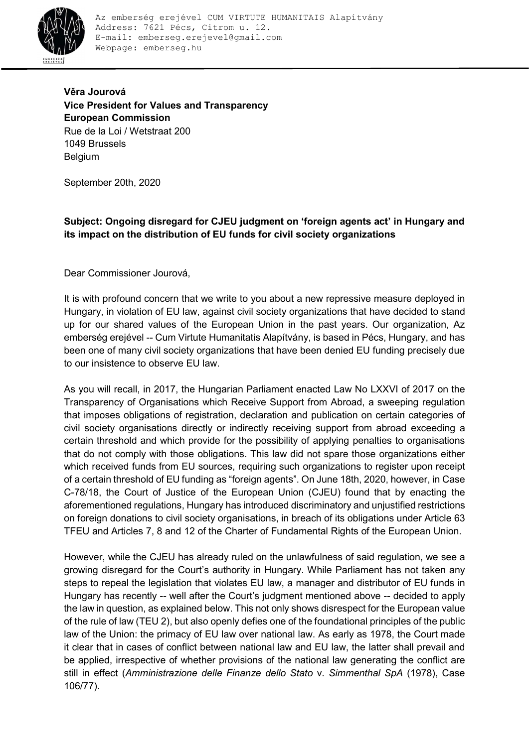Az emberség erejével CUM VIRTUTE HUMANITAIS Alapítvány
Address: 7621 Pécs, Citrom u. 12.
E-mail: emberseg.erejevel@gmail.com
Webpage: emberseg.hu

**Věra Jourová**
**Vice President for Values and Transparency**
**European Commission**
Rue de la Loi / Wetstraat 200
1049 Brussels
Belgium

September 20th, 2020

**Subject: Ongoing disregard for CJEU judgment on 'foreign agents act' in Hungary and its impact on the distribution of EU funds for civil society organizations**

Dear Commissioner Jourová,

It is with profound concern that we write to you about a new repressive measure deployed in Hungary, in violation of EU law, against civil society organizations that have decided to stand up for our shared values of the European Union in the past years. Our organization, Az emberség erejével -- Cum Virtute Humanitatis Alapítvány, is based in Pécs, Hungary, and has been one of many civil society organizations that have been denied EU funding precisely due to our insistence to observe EU law.

As you will recall, in 2017, the Hungarian Parliament enacted Law No LXXVI of 2017 on the Transparency of Organisations which Receive Support from Abroad, a sweeping regulation that imposes obligations of registration, declaration and publication on certain categories of civil society organisations directly or indirectly receiving support from abroad exceeding a certain threshold and which provide for the possibility of applying penalties to organisations that do not comply with those obligations. This law did not spare those organizations either which received funds from EU sources, requiring such organizations to register upon receipt of a certain threshold of EU funding as "foreign agents". On June 18th, 2020, however, in Case C-78/18, the Court of Justice of the European Union (CJEU) found that by enacting the aforementioned regulations, Hungary has introduced discriminatory and unjustified restrictions on foreign donations to civil society organisations, in breach of its obligations under Article 63 TFEU and Articles 7, 8 and 12 of the Charter of Fundamental Rights of the European Union.

However, while the CJEU has already ruled on the unlawfulness of said regulation, we see a growing disregard for the Court's authority in Hungary. While Parliament has not taken any steps to repeal the legislation that violates EU law, a manager and distributor of EU funds in Hungary has recently -- well after the Court's judgment mentioned above -- decided to apply the law in question, as explained below. This not only shows disrespect for the European value of the rule of law (TEU 2), but also openly defies one of the foundational principles of the public law of the Union: the primacy of EU law over national law. As early as 1978, the Court made it clear that in cases of conflict between national law and EU law, the latter shall prevail and be applied, irrespective of whether provisions of the national law generating the conflict are still in effect (*Amministrazione delle Finanze dello Stato* v. *Simmenthal SpA* (1978), Case 106/77).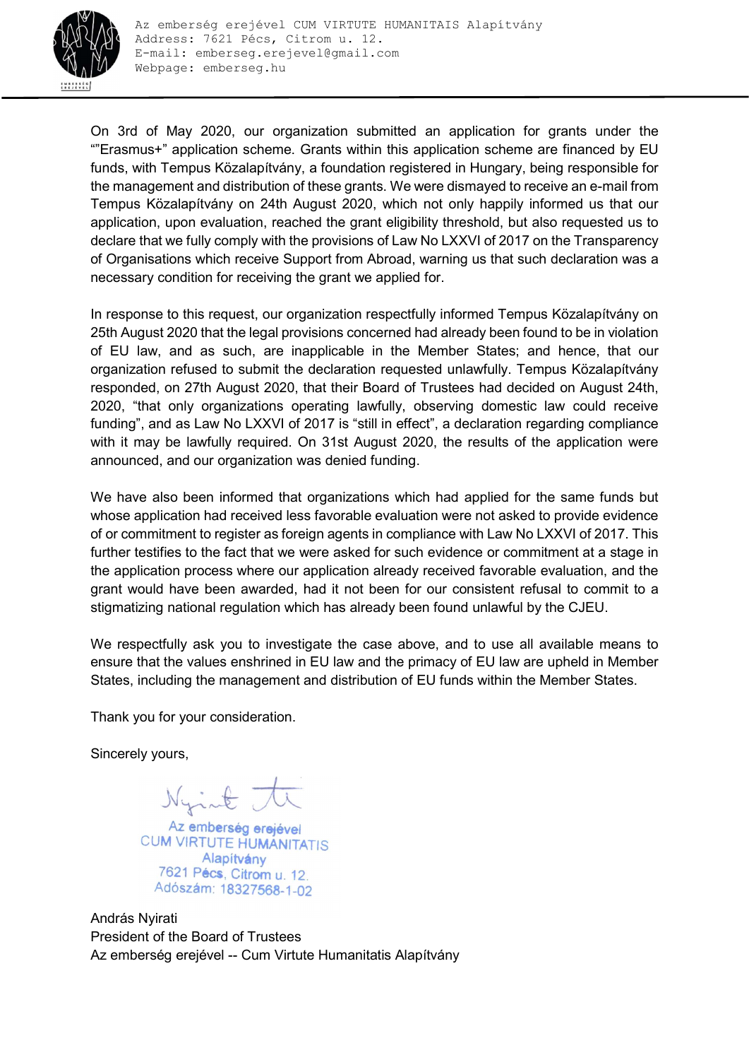On 3rd of May 2020, our organization submitted an application for grants under the ""Erasmus+" application scheme. Grants within this application scheme are financed by EU funds, with Tempus Közalapítvány, a foundation registered in Hungary, being responsible for the management and distribution of these grants. We were dismayed to receive an e-mail from Tempus Közalapítvány on 24th August 2020, which not only happily informed us that our application, upon evaluation, reached the grant eligibility threshold, but also requested us to declare that we fully comply with the provisions of Law No LXXVI of 2017 on the Transparency of Organisations which receive Support from Abroad, warning us that such declaration was a necessary condition for receiving the grant we applied for.

In response to this request, our organization respectfully informed Tempus Közalapítvány on 25th August 2020 that the legal provisions concerned had already been found to be in violation of EU law, and as such, are inapplicable in the Member States; and hence, that our organization refused to submit the declaration requested unlawfully. Tempus Közalapítvány responded, on 27th August 2020, that their Board of Trustees had decided on August 24th, 2020, "that only organizations operating lawfully, observing domestic law could receive funding", and as Law No LXXVI of 2017 is "still in effect", a declaration regarding compliance with it may be lawfully required. On 31st August 2020, the results of the application were announced, and our organization was denied funding.

We have also been informed that organizations which had applied for the same funds but whose application had received less favorable evaluation were not asked to provide evidence of or commitment to register as foreign agents in compliance with Law No LXXVI of 2017. This further testifies to the fact that we were asked for such evidence or commitment at a stage in the application process where our application already received favorable evaluation, and the grant would have been awarded, had it not been for our consistent refusal to commit to a stigmatizing national regulation which has already been found unlawful by the CJEU.

We respectfully ask you to investigate the case above, and to use all available means to ensure that the values enshrined in EU law and the primacy of EU law are upheld in Member States, including the management and distribution of EU funds within the Member States.

Thank you for your consideration.

Sincerely yours,

Az emberség erejével
CUM VIRTUTE HUMANITATIS
Alapítvány
7621 Pécs, Citrom u. 12.
Adószám: 18327568-1-02

András Nyirati
President of the Board of Trustees
Az emberség erejével -- Cum Virtute Humanitatis Alapítvány